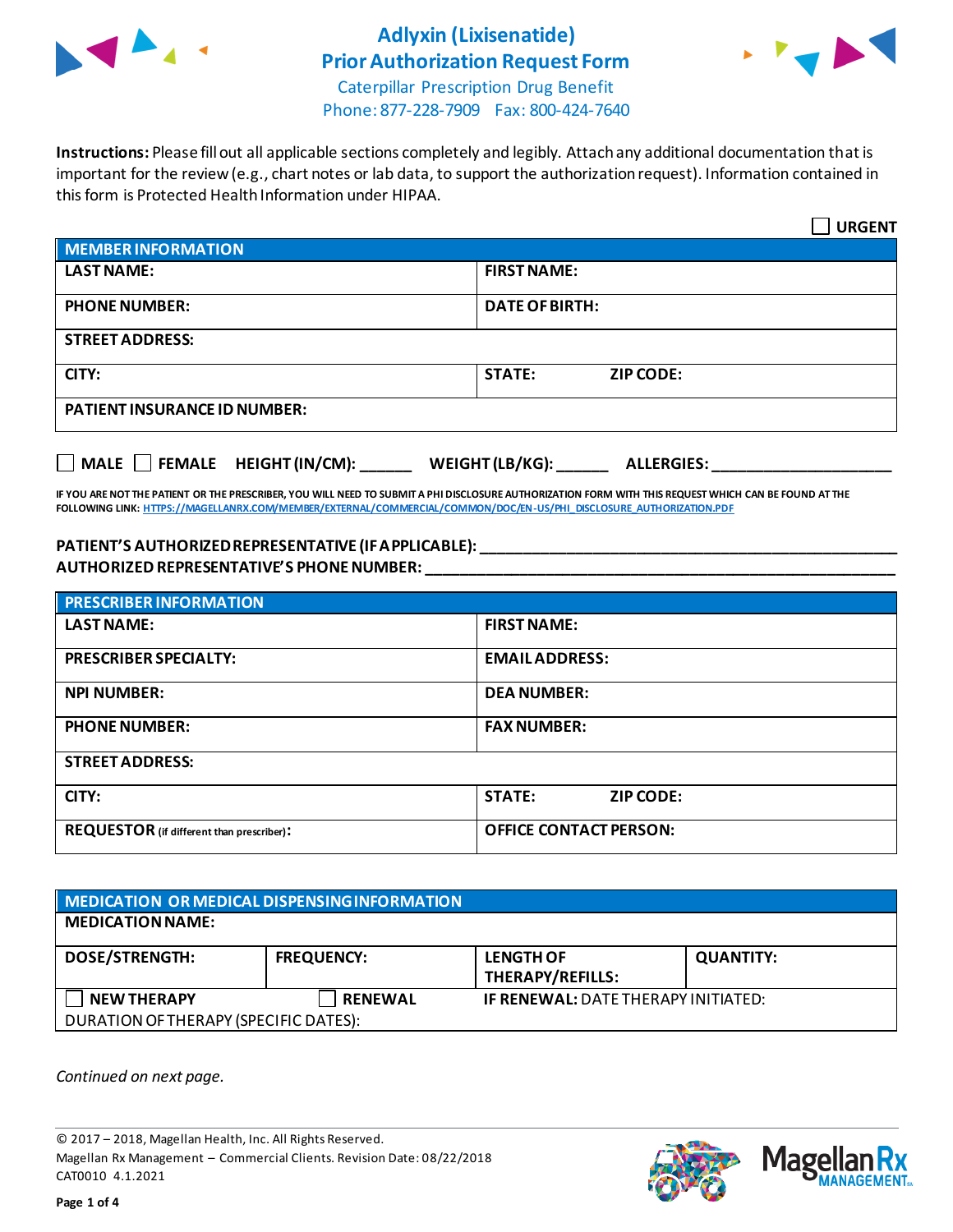# Adlyxin (Lixisenatide)
# Prior Authorization Request Form

Caterpillar Prescription Drug Benefit
Phone: 877-228-7909 Fax: 800-424-7640

**Instructions:** Please fill out all applicable sections completely and legibly. Attach any additional documentation that is important for the review (e.g., chart notes or lab data, to support the authorization request). Information contained in this form is Protected Health Information under HIPAA.

☐ **URGENT**

| **MEMBER INFORMATION** | | |
|---|---|---|
| **LAST NAME:** | **FIRST NAME:** | |
| **PHONE NUMBER:** | **DATE OF BIRTH:** | |
| **STREET ADDRESS:** | | |
| **CITY:** | **STATE:** | **ZIP CODE:** |
| **PATIENT INSURANCE ID NUMBER:** | | |

☐ **MALE** ☐ **FEMALE** **HEIGHT (IN/CM):** ______ **WEIGHT (LB/KG):** ______ **ALLERGIES:** ____________________

**IF YOU ARE NOT THE PATIENT OR THE PRESCRIBER, YOU WILL NEED TO SUBMIT A PHI DISCLOSURE AUTHORIZATION FORM WITH THIS REQUEST WHICH CAN BE FOUND AT THE FOLLOWING LINK: HTTPS://MAGELLANRX.COM/MEMBER/EXTERNAL/COMMERCIAL/COMMON/DOC/EN-US/PHI_DISCLOSURE_AUTHORIZATION.PDF**

**PATIENT'S AUTHORIZED REPRESENTATIVE (IF APPLICABLE):** ____________________________________________
**AUTHORIZED REPRESENTATIVE'S PHONE NUMBER:** ____________________________________________

| **PRESCRIBER INFORMATION** | | |
|---|---|---|
| **LAST NAME:** | **FIRST NAME:** | |
| **PRESCRIBER SPECIALTY:** | **EMAIL ADDRESS:** | |
| **NPI NUMBER:** | **DEA NUMBER:** | |
| **PHONE NUMBER:** | **FAX NUMBER:** | |
| **STREET ADDRESS:** | | |
| **CITY:** | **STATE:** | **ZIP CODE:** |
| **REQUESTOR** (if different than prescriber)**:** | **OFFICE CONTACT PERSON:** | |

| **MEDICATION OR MEDICAL DISPENSING INFORMATION** | | | |
|---|---|---|---|
| **MEDICATION NAME:** | | | |
| **DOSE/STRENGTH:** | **FREQUENCY:** | **LENGTH OF THERAPY/REFILLS:** | **QUANTITY:** |
| ☐ **NEW THERAPY** | ☐ **RENEWAL** | **IF RENEWAL:** DATE THERAPY INITIATED: | |
| DURATION OF THERAPY (SPECIFIC DATES): | | | |

*Continued on next page.*

© 2017 – 2018, Magellan Health, Inc. All Rights Reserved.
Magellan Rx Management – Commercial Clients. Revision Date: 08/22/2018
CAT0010 4.1.2021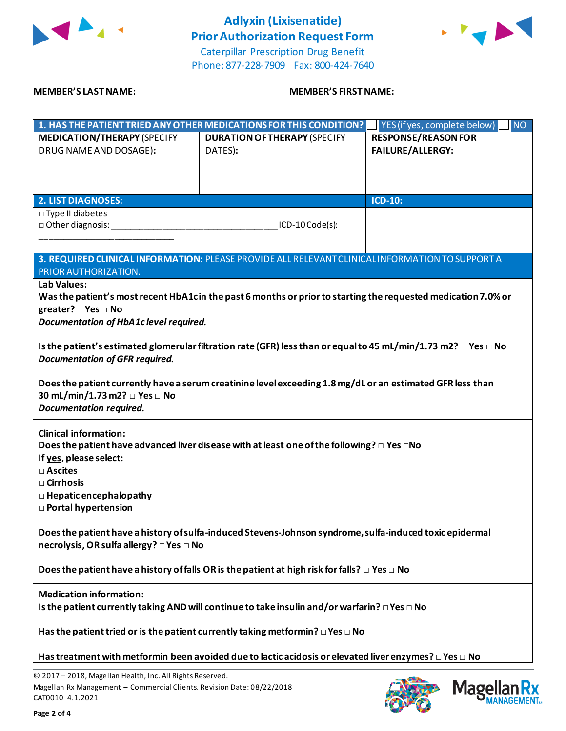# Adlyxin (Lixisenatide) Prior Authorization Request Form

Caterpillar Prescription Drug Benefit
Phone: 877-228-7909 Fax: 800-424-7640

**MEMBER'S LAST NAME:** ___________________________ **MEMBER'S FIRST NAME:** ___________________________

| **1. HAS THE PATIENT TRIED ANY OTHER MEDICATIONS FOR THIS CONDITION?** | | ☐ YES (if yes, complete below) ☐ NO |
|---|---|---|
| **MEDICATION/THERAPY** (SPECIFY DRUG NAME AND DOSAGE): | **DURATION OF THERAPY** (SPECIFY DATES): | **RESPONSE/REASON FOR FAILURE/ALLERGY:** |
| | | |

| **2. LIST DIAGNOSES:** | **ICD-10:** |
|---|---|
| □ Type II diabetes<br>□ Other diagnosis: ______________________________ ICD-10 Code(s): ___________________________ | |

**3. REQUIRED CLINICAL INFORMATION:** PLEASE PROVIDE ALL RELEVANT CLINICAL INFORMATION TO SUPPORT A PRIOR AUTHORIZATION.

**Lab Values:**

**Was the patient's most recent HbA1c in the past 6 months or prior to starting the requested medication 7.0% or greater? □ Yes □ No**
***Documentation of HbA1c level required.***

**Is the patient's estimated glomerular filtration rate (GFR) less than or equal to 45 mL/min/1.73 m2? □ Yes □ No**
***Documentation of GFR required.***

**Does the patient currently have a serum creatinine level exceeding 1.8 mg/dL or an estimated GFR less than 30 mL/min/1.73 m2? □ Yes □ No**
***Documentation required.***

**Clinical information:**

**Does the patient have advanced liver disease with at least one of the following? □ Yes □No**
**If yes, please select:**
- **□ Ascites**
- **□ Cirrhosis**
- **□ Hepatic encephalopathy**
- **□ Portal hypertension**

**Does the patient have a history of sulfa-induced Stevens-Johnson syndrome, sulfa-induced toxic epidermal necrolysis, OR sulfa allergy? □ Yes □ No**

**Does the patient have a history of falls OR is the patient at high risk for falls? □ Yes □ No**

**Medication information:**

**Is the patient currently taking AND will continue to take insulin and/or warfarin? □ Yes □ No**

**Has the patient tried or is the patient currently taking metformin? □ Yes □ No**

**Has treatment with metformin been avoided due to lactic acidosis or elevated liver enzymes? □ Yes □ No**

© 2017 – 2018, Magellan Health, Inc. All Rights Reserved.
Magellan Rx Management – Commercial Clients. Revision Date: 08/22/2018
CAT0010 4.1.2021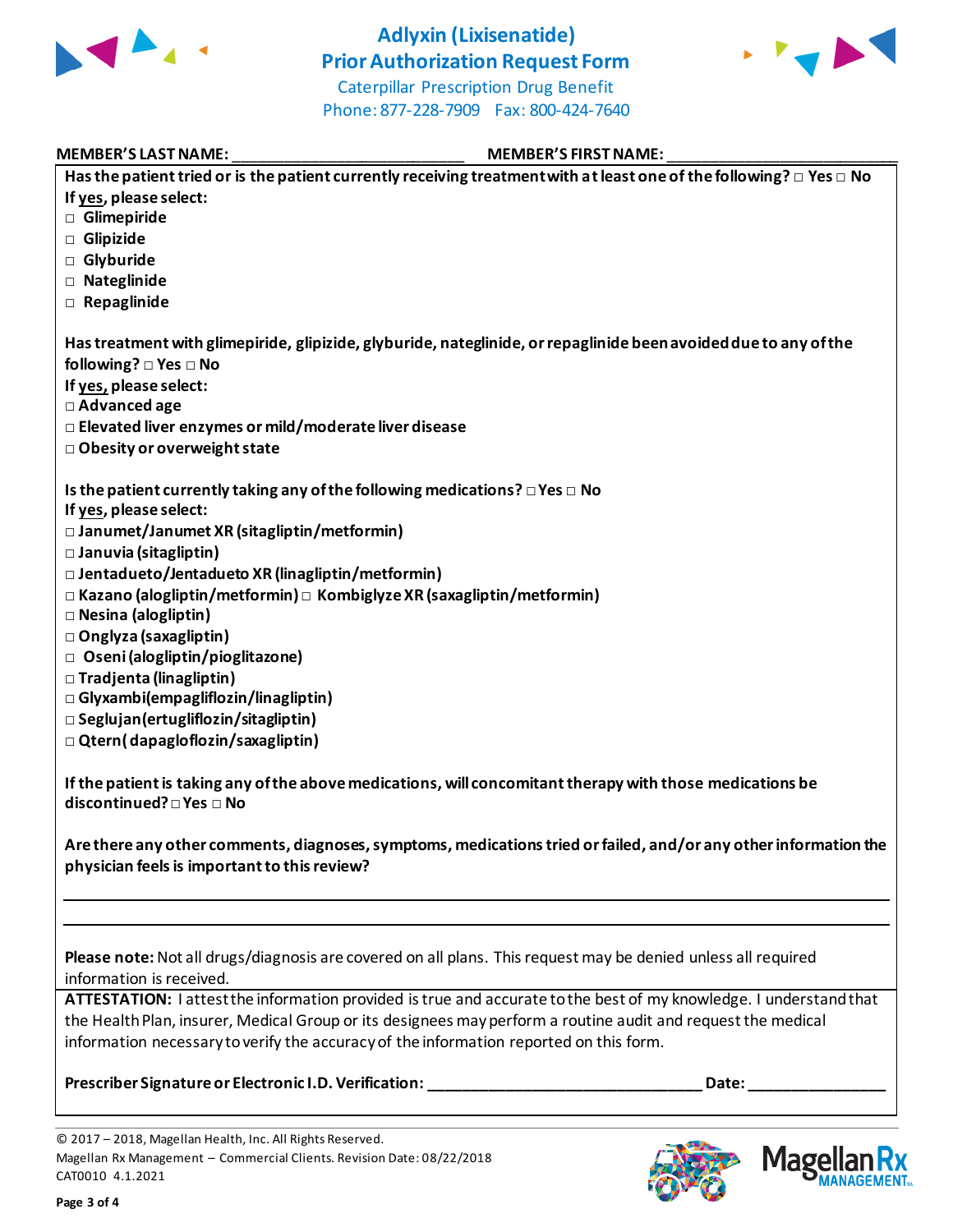# Adlyxin (Lixisenatide) Prior Authorization Request Form

Caterpillar Prescription Drug Benefit
Phone: 877-228-7909 Fax: 800-424-7640

**MEMBER'S LAST NAME:** ___________________________ **MEMBER'S FIRST NAME:** ___________________________

**Has the patient tried or is the patient currently receiving treatment with at least one of the following?** □ **Yes** □ **No**

**If yes, please select:**

- □ **Glimepiride**
- □ **Glipizide**
- □ **Glyburide**
- □ **Nateglinide**
- □ **Repaglinide**

**Has treatment with glimepiride, glipizide, glyburide, nateglinide, or repaglinide been avoided due to any of the following?** □ **Yes** □ **No**

**If yes, please select:**

- □ **Advanced age**
- □ **Elevated liver enzymes or mild/moderate liver disease**
- □ **Obesity or overweight state**

**Is the patient currently taking any of the following medications?** □ **Yes** □ **No**

**If yes, please select:**

- □ **Janumet/Janumet XR (sitagliptin/metformin)**
- □ **Januvia (sitagliptin)**
- □ **Jentadueto/Jentadueto XR (linagliptin/metformin)**
- □ **Kazano (alogliptin/metformin)** □ **Kombiglyze XR (saxagliptin/metformin)**
- □ **Nesina (alogliptin)**
- □ **Onglyza (saxagliptin)**
- □ **Oseni (alogliptin/pioglitazone)**
- □ **Tradjenta (linagliptin)**
- □ **Glyxambi (empagliflozin/linagliptin)**
- □ **Seglujan (ertugliflozin/sitagliptin)**
- □ **Qtern (dapagloflozin/saxagliptin)**

**If the patient is taking any of the above medications, will concomitant therapy with those medications be discontinued?** □ **Yes** □ **No**

**Are there any other comments, diagnoses, symptoms, medications tried or failed, and/or any other information the physician feels is important to this review?**

_______________________________________________________________________________

_______________________________________________________________________________

**Please note:** Not all drugs/diagnosis are covered on all plans. This request may be denied unless all required information is received.

**ATTESTATION:** I attest the information provided is true and accurate to the best of my knowledge. I understand that the Health Plan, insurer, Medical Group or its designees may perform a routine audit and request the medical information necessary to verify the accuracy of the information reported on this form.

**Prescriber Signature or Electronic I.D. Verification:** _______________________________ **Date:** _______________

© 2017 – 2018, Magellan Health, Inc. All Rights Reserved.
Magellan Rx Management – Commercial Clients. Revision Date: 08/22/2018
CAT0010 4.1.2021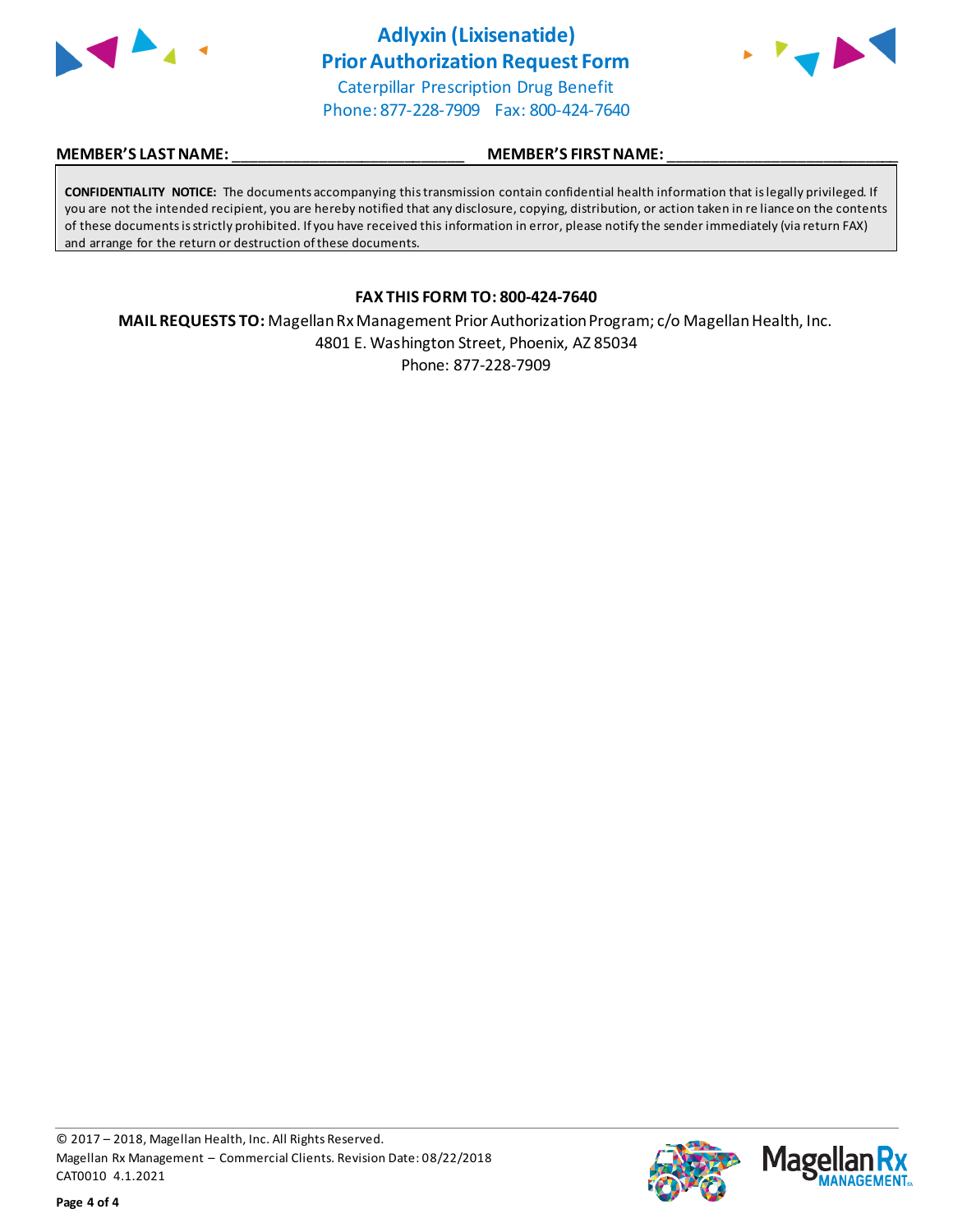MEMBER'S LAST NAME: ___________________________ MEMBER'S FIRST NAME: ___________________________

**CONFIDENTIALITY NOTICE:** The documents accompanying this transmission contain confidential health information that is legally privileged. If you are not the intended recipient, you are hereby notified that any disclosure, copying, distribution, or action taken in reliance on the contents of these documents is strictly prohibited. If you have received this information in error, please notify the sender immediately (via return FAX) and arrange for the return or destruction of these documents.

**FAX THIS FORM TO: 800-424-7640**

**MAIL REQUESTS TO:** Magellan Rx Management Prior Authorization Program; c/o Magellan Health, Inc.
4801 E. Washington Street, Phoenix, AZ 85034
Phone: 877-228-7909

© 2017 – 2018, Magellan Health, Inc. All Rights Reserved.
Magellan Rx Management – Commercial Clients. Revision Date: 08/22/2018
CAT0010 4.1.2021